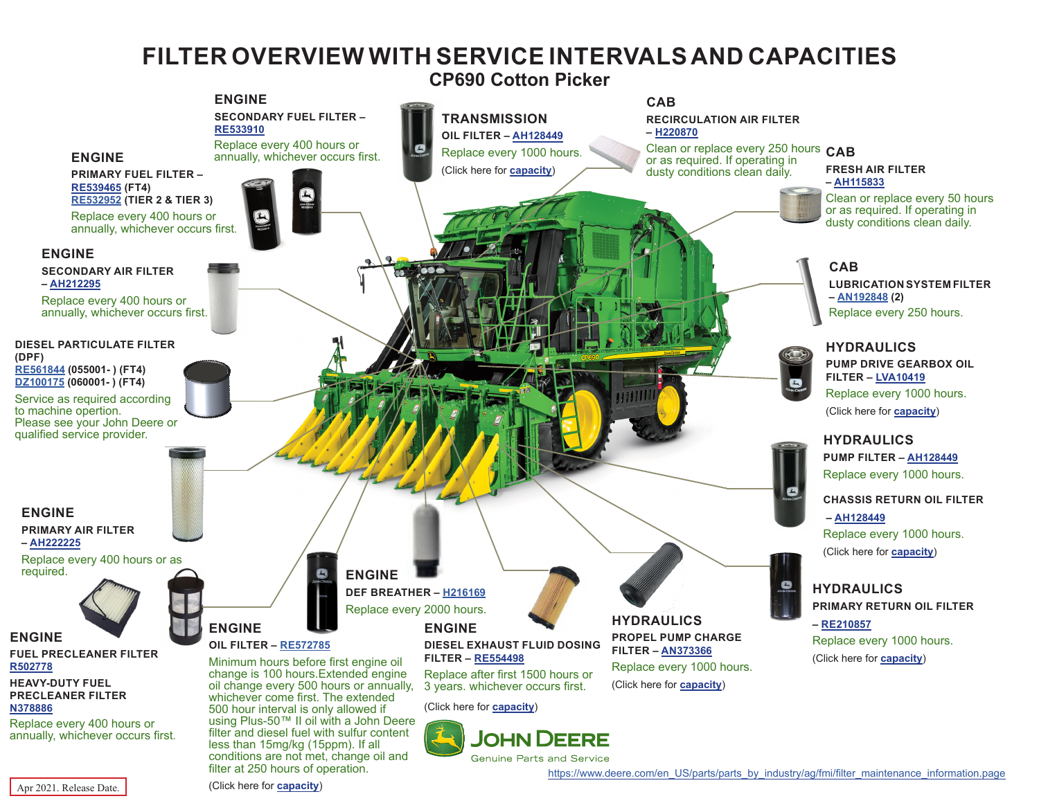# FILTER OVERVIEW WITH SERVICE INTERVALS AND CAPACITIES

## CP690 Cotton Picker

### ENGINE

**SECONDARY FUEL FILTER – RE533910**

Replace every 400 hours or annually, whichever occurs first.

### ENGINE

**PRIMARY FUEL FILTER – RE539465 (FT4)**
**RE532952 (TIER 2 & TIER 3)**

Replace every 400 hours or annually, whichever occurs first.

### ENGINE

**SECONDARY AIR FILTER – AH212295**

Replace every 400 hours or annually, whichever occurs first.

### DIESEL PARTICULATE FILTER (DPF)

**RE561844 (055001- ) (FT4)**
**DZ100175 (060001- ) (FT4)**

Service as required according to machine opertion.
Please see your John Deere or qualified service provider.

### ENGINE

**PRIMARY AIR FILTER – AH222225**

Replace every 400 hours or as required.

### ENGINE

**FUEL PRECLEANER FILTER**
**R502778**

**HEAVY-DUTY FUEL PRECLEANER FILTER**
**N378886**

Replace every 400 hours or annually, whichever occurs first.

### ENGINE

**OIL FILTER – RE572785**

Minimum hours before first engine oil change is 100 hours.Extended engine oil change every 500 hours or annually, whichever come first. The extended 500 hour interval is only allowed if using Plus-50™ II oil with a John Deere filter and diesel fuel with sulfur content less than 15mg/kg (15ppm). If all conditions are not met, change oil and filter at 250 hours of operation.

(Click here for capacity)

### ENGINE

**DEF BREATHER – H216169**

Replace every 2000 hours.

### ENGINE

**DIESEL EXHAUST FLUID DOSING FILTER – RE554498**

Replace after first 1500 hours or 3 years. whichever occurs first.

(Click here for capacity)

### TRANSMISSION

**OIL FILTER – AH128449**

Replace every 1000 hours.

(Click here for capacity)

### CAB

**RECIRCULATION AIR FILTER – H220870**

Clean or replace every 250 hours or as required. If operating in dusty conditions clean daily.

### CAB

**FRESH AIR FILTER – AH115833**

Clean or replace every 50 hours or as required. If operating in dusty conditions clean daily.

### CAB

**LUBRICATION SYSTEM FILTER – AN192848 (2)**

Replace every 250 hours.

### HYDRAULICS

**PUMP DRIVE GEARBOX OIL FILTER – LVA10419**

Replace every 1000 hours.

(Click here for capacity)

### HYDRAULICS

**PUMP FILTER – AH128449**

Replace every 1000 hours.

**CHASSIS RETURN OIL FILTER – AH128449**

Replace every 1000 hours.

(Click here for capacity)

### HYDRAULICS

**PROPEL PUMP CHARGE FILTER – AN373366**

Replace every 1000 hours.

(Click here for capacity)

### HYDRAULICS

**PRIMARY RETURN OIL FILTER – RE210857**

Replace every 1000 hours.

(Click here for capacity)

JOHN DEERE
Genuine Parts and Service

https://www.deere.com/en_US/parts/parts_by_industry/ag/fmi/filter_maintenance_information.page

Apr 2021. Release Date.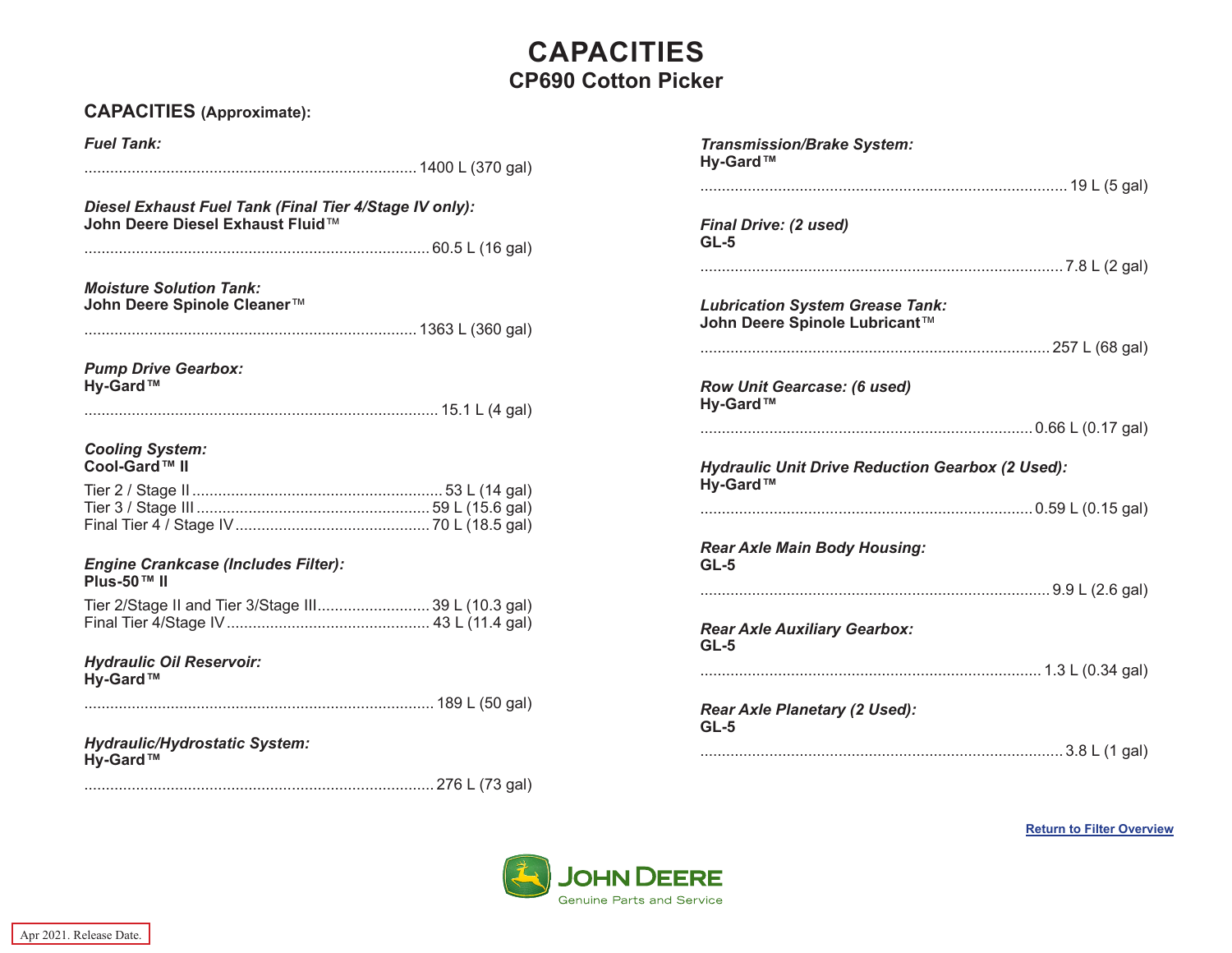# CAPACITIES

## CP690 Cotton Picker

### CAPACITIES (Approximate):

***Fuel Tank:***

............................................................................ 1400 L (370 gal)

***Diesel Exhaust Fuel Tank (Final Tier 4/Stage IV only):***
**John Deere Diesel Exhaust Fluid™**

............................................................................ 60.5 L (16 gal)

***Moisture Solution Tank:***
**John Deere Spinole Cleaner™**

............................................................................ 1363 L (360 gal)

***Pump Drive Gearbox:***
**Hy-Gard™**

............................................................................ 15.1 L (4 gal)

***Cooling System:***
**Cool-Gard™ II**

Tier 2 / Stage II ............................................................ 53 L (14 gal)
Tier 3 / Stage III ........................................................... 59 L (15.6 gal)
Final Tier 4 / Stage IV ................................................. 70 L (18.5 gal)

***Engine Crankcase (Includes Filter):***
**Plus-50™ II**

Tier 2/Stage II and Tier 3/Stage III.......................... 39 L (10.3 gal)
Final Tier 4/Stage IV ..................................................... 43 L (11.4 gal)

***Hydraulic Oil Reservoir:***
**Hy-Gard™**

............................................................................ 189 L (50 gal)

***Hydraulic/Hydrostatic System:***
**Hy-Gard™**

............................................................................ 276 L (73 gal)

***Transmission/Brake System:***
**Hy-Gard™**

............................................................................ 19 L (5 gal)

***Final Drive: (2 used)***
**GL-5**

............................................................................ 7.8 L (2 gal)

***Lubrication System Grease Tank:***
**John Deere Spinole Lubricant™**

............................................................................ 257 L (68 gal)

***Row Unit Gearcase: (6 used)***
**Hy-Gard™**

............................................................................ 0.66 L (0.17 gal)

***Hydraulic Unit Drive Reduction Gearbox (2 Used):***
**Hy-Gard™**

............................................................................ 0.59 L (0.15 gal)

***Rear Axle Main Body Housing:***
**GL-5**

............................................................................ 9.9 L (2.6 gal)

***Rear Axle Auxiliary Gearbox:***
**GL-5**

............................................................................ 1.3 L (0.34 gal)

***Rear Axle Planetary (2 Used):***
**GL-5**

............................................................................ 3.8 L (1 gal)

Return to Filter Overview

JOHN DEERE
Genuine Parts and Service

Apr 2021. Release Date.